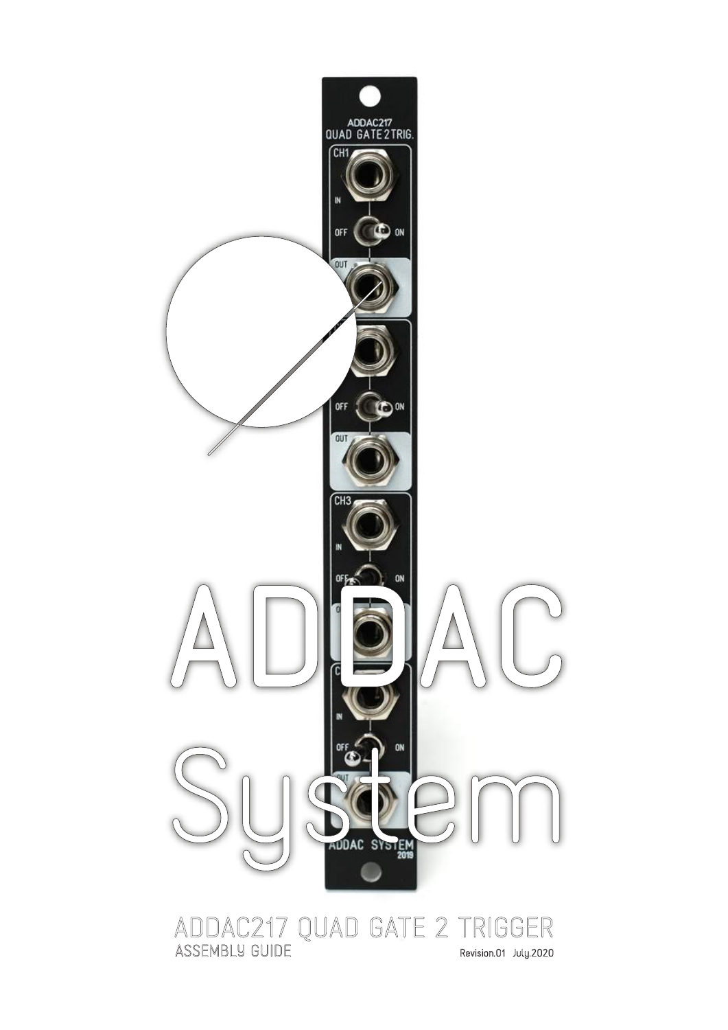# ADDAC System

## ADDAC217 QUAD GATE 2 TRIGGER

ASSEMBLY GUIDE

Revision.01 July.2020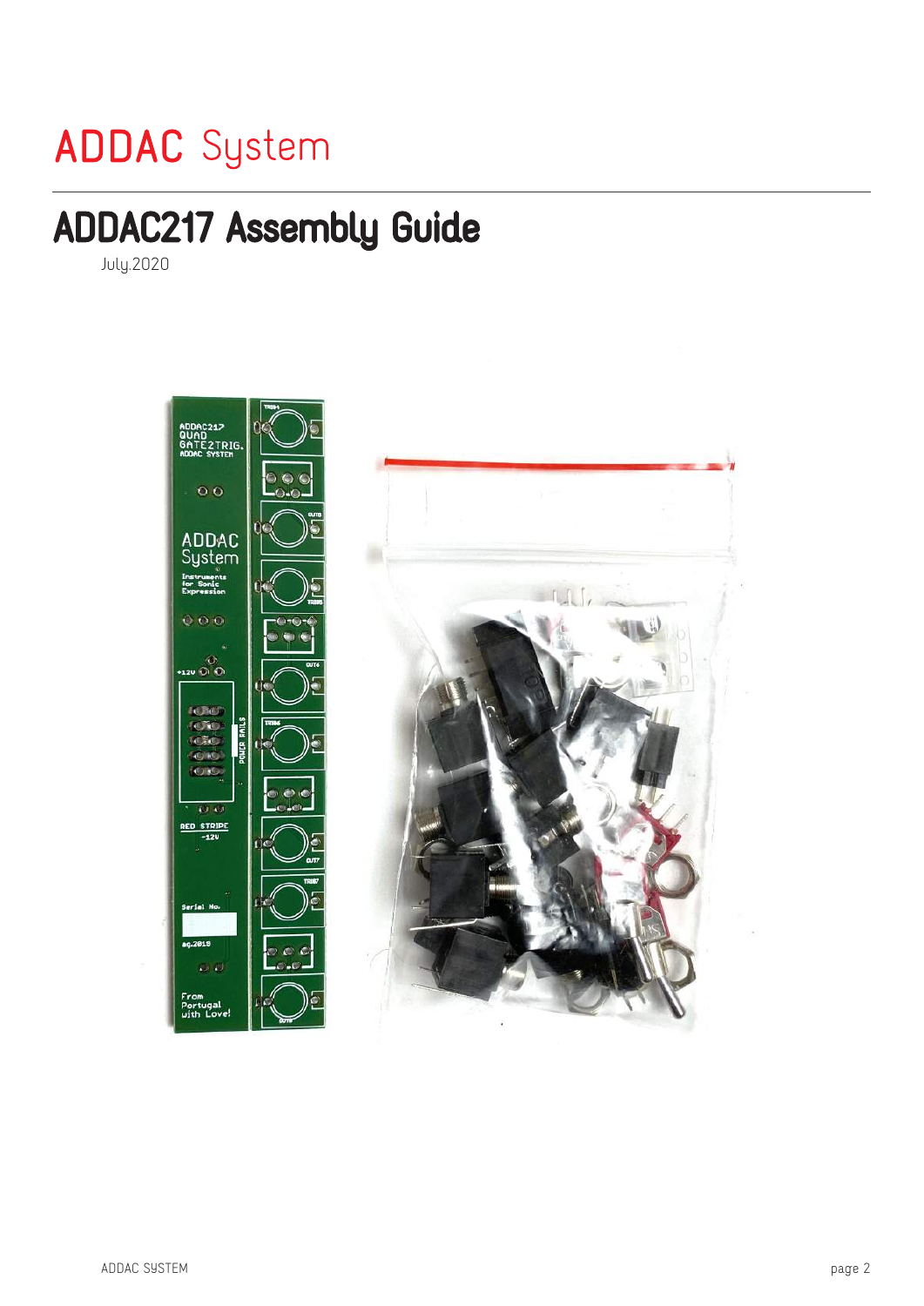ADDAC System

# ADDAC217 Assembly Guide

July.2020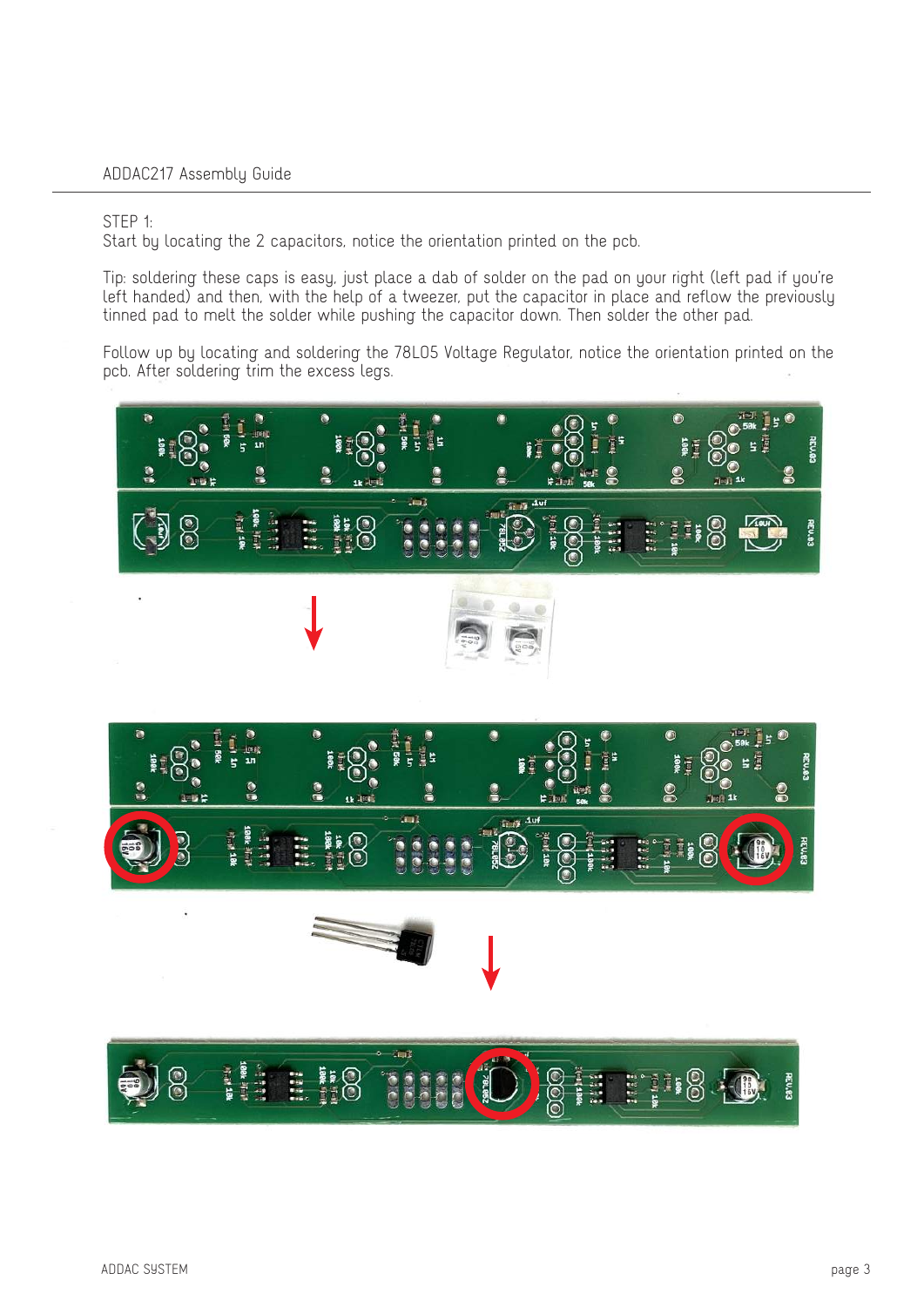STEP 1:
Start by locating the 2 capacitors, notice the orientation printed on the pcb.

Tip: soldering these caps is easy, just place a dab of solder on the pad on your right (left pad if you're left handed) and then, with the help of a tweezer, put the capacitor in place and reflow the previously tinned pad to melt the solder while pushing the capacitor down. Then solder the other pad.

Follow up by locating and soldering the 78L05 Voltage Regulator, notice the orientation printed on the pcb. After soldering trim the excess legs.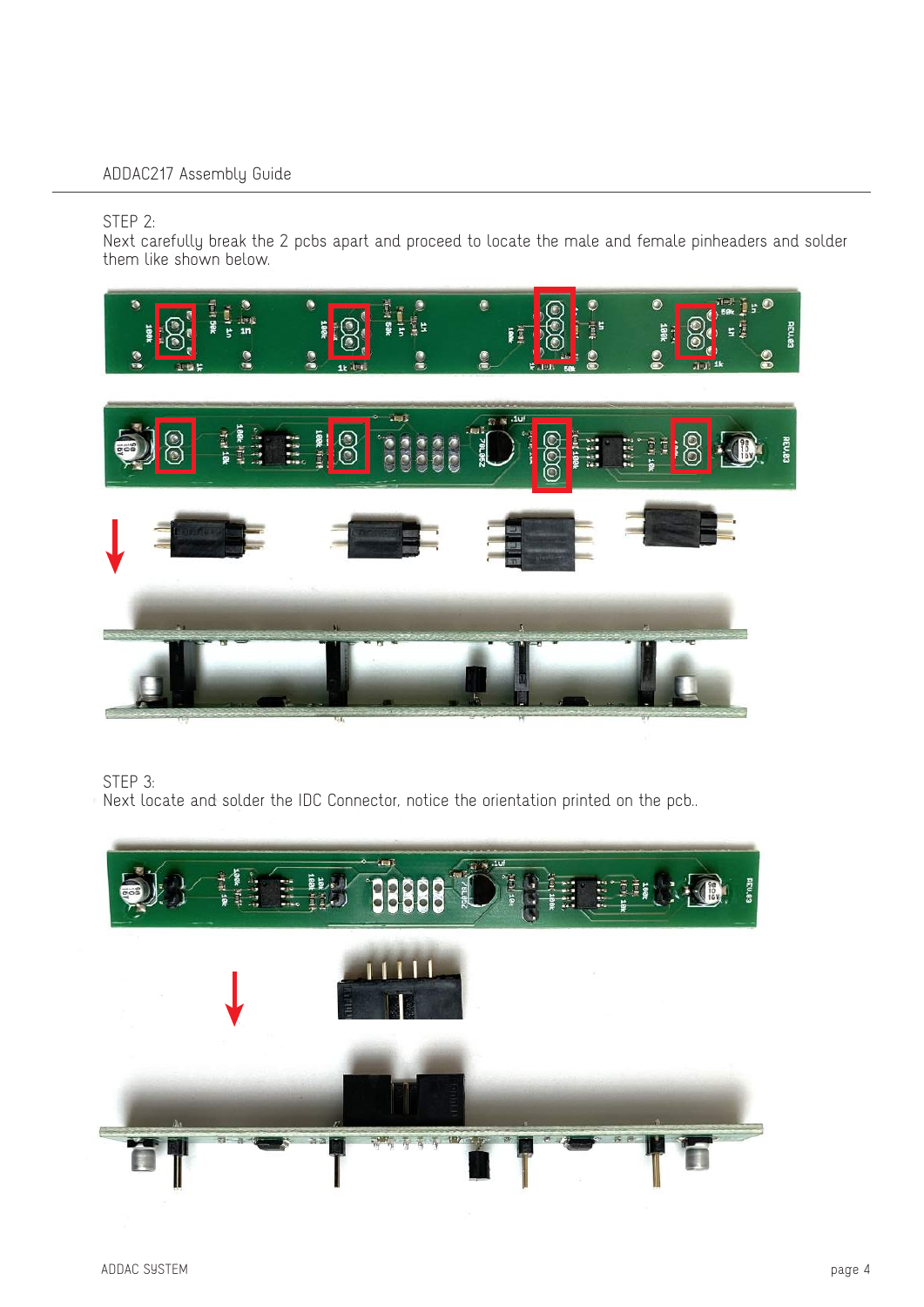STEP 2:
Next carefully break the 2 pcbs apart and proceed to locate the male and female pinheaders and solder them like shown below.

STEP 3:
Next locate and solder the IDC Connector, notice the orientation printed on the pcb..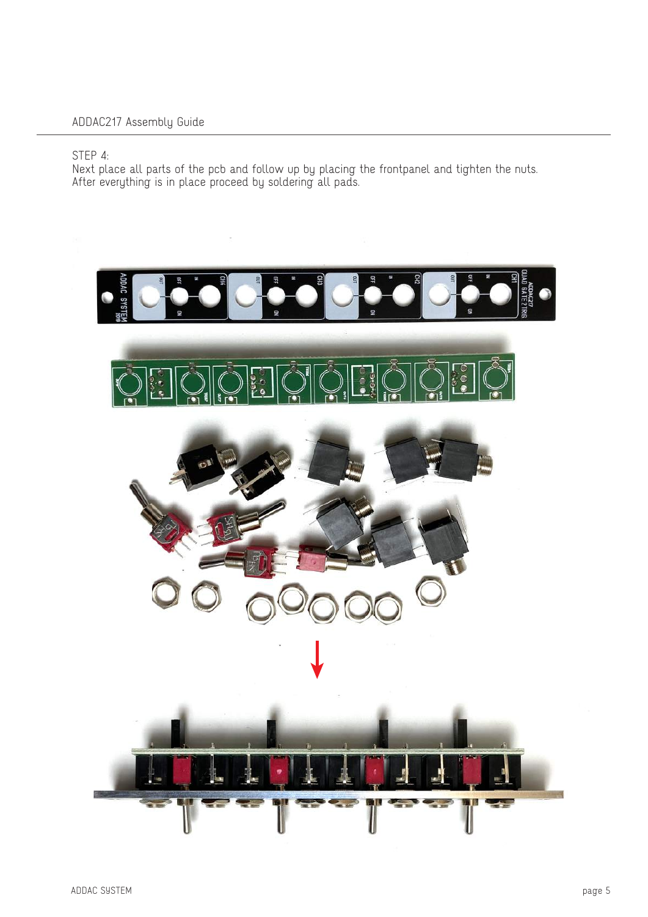STEP 4:
Next place all parts of the pcb and follow up by placing the frontpanel and tighten the nuts.
After everything is in place proceed by soldering all pads.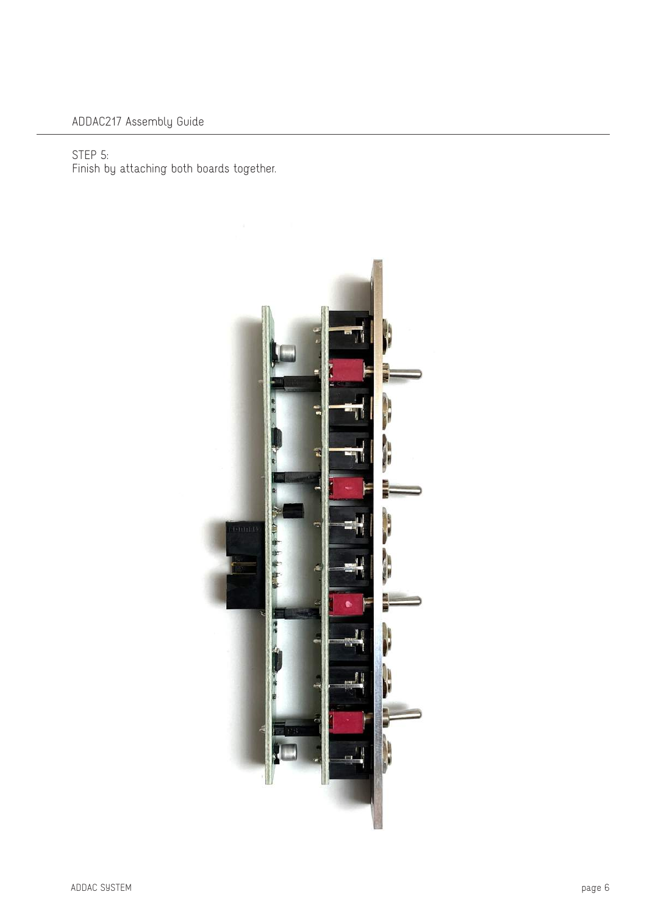STEP 5:
Finish by attaching both boards together.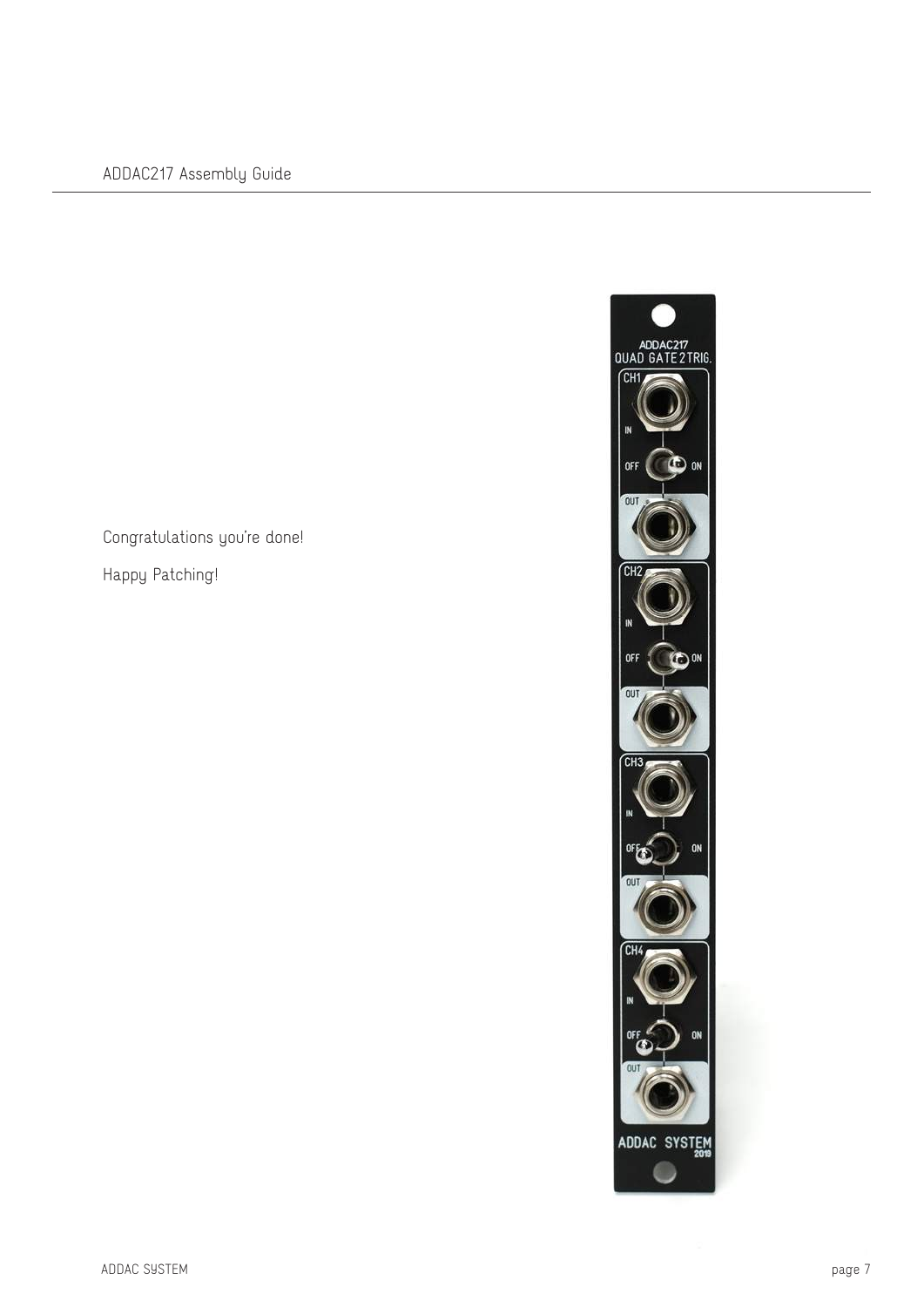Congratulations you're done!

Happy Patching!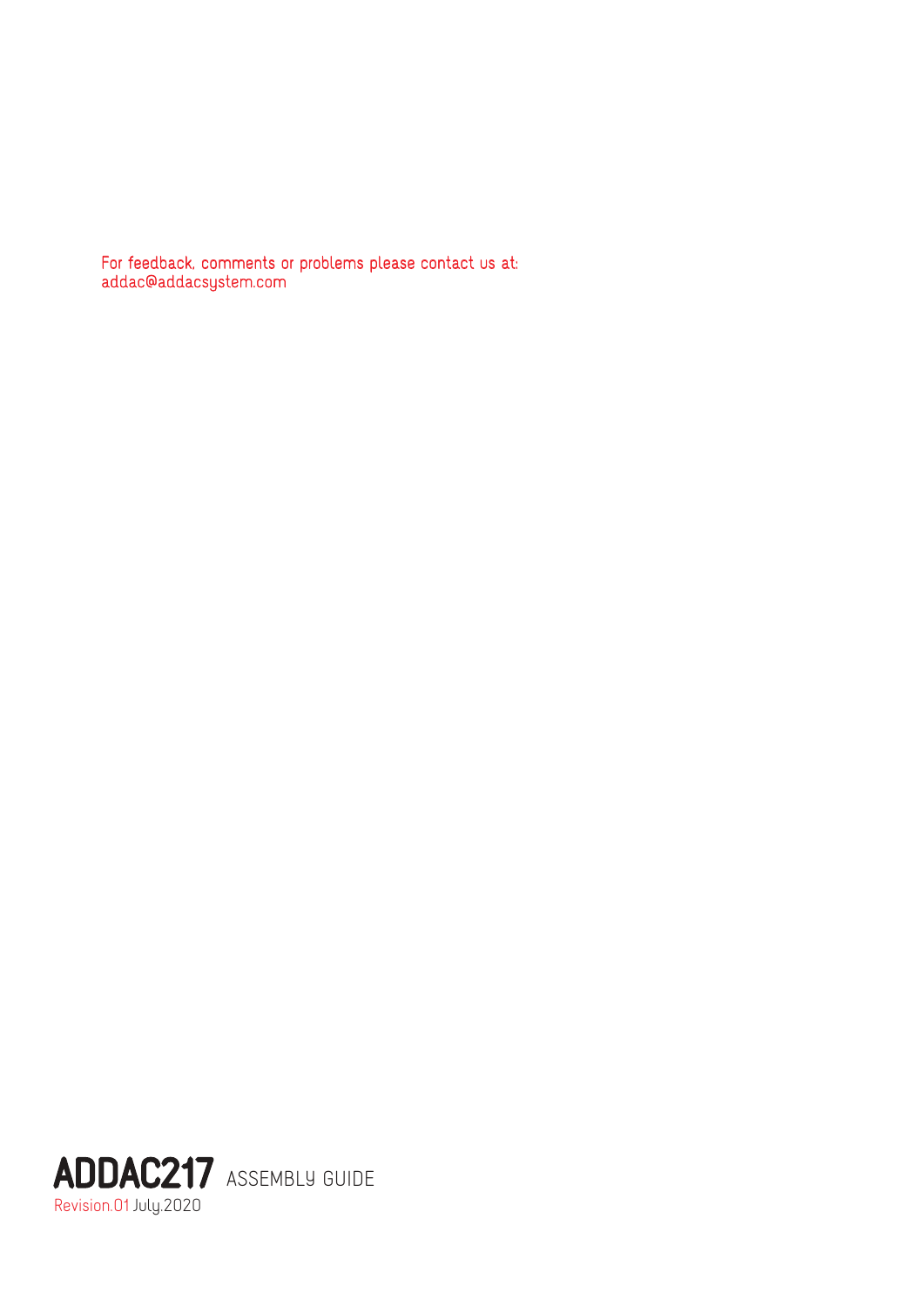For feedback, comments or problems please contact us at:
addac@addacsystem.com

**ADDAC217** ASSEMBLY GUIDE

Revision.01 July.2020